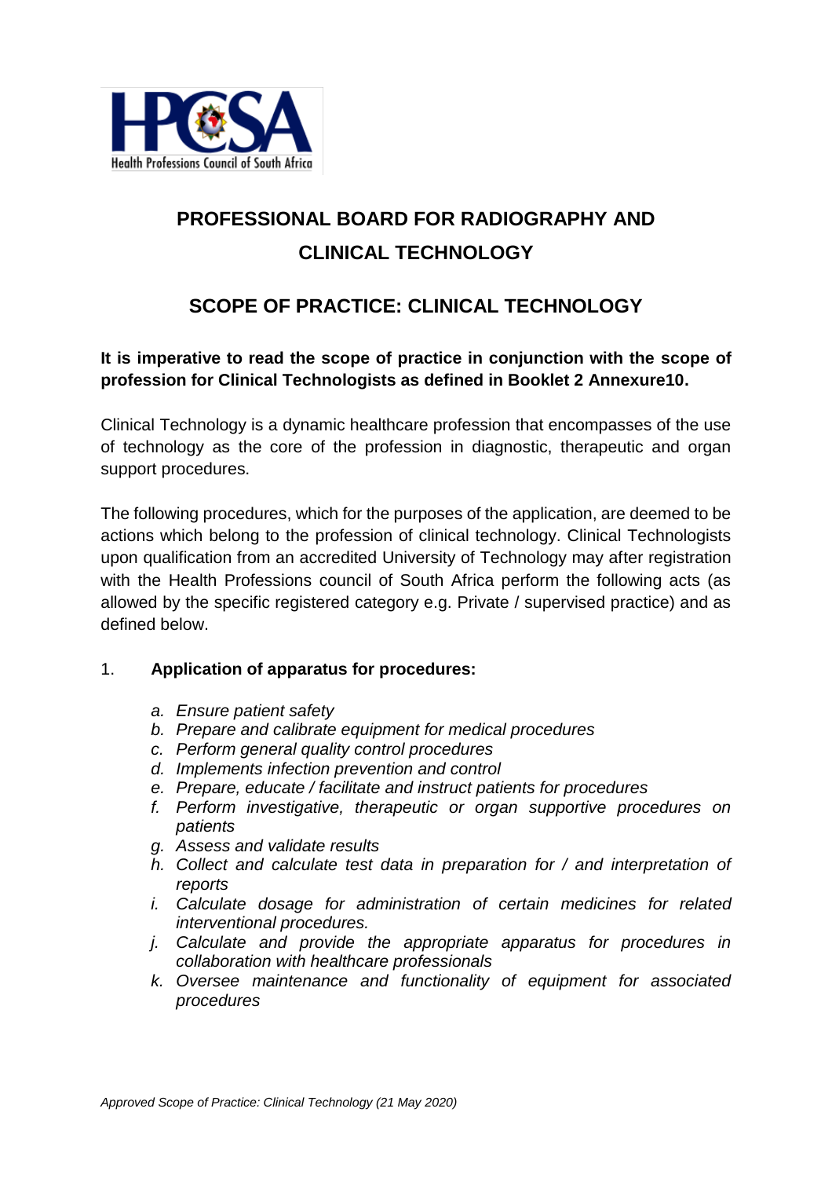# PROFESSIONAL BOARD FOR RADIOGRAPHY AND CLINICAL TECHNOLOGY

## SCOPE OF PRACTICE: CLINICAL TECHNOLOGY

**It is imperative to read the scope of practice in conjunction with the scope of profession for Clinical Technologists as defined in Booklet 2 Annexure10.**

Clinical Technology is a dynamic healthcare profession that encompasses of the use of technology as the core of the profession in diagnostic, therapeutic and organ support procedures.

The following procedures, which for the purposes of the application, are deemed to be actions which belong to the profession of clinical technology. Clinical Technologists upon qualification from an accredited University of Technology may after registration with the Health Professions council of South Africa perform the following acts (as allowed by the specific registered category e.g. Private / supervised practice) and as defined below.

1. **Application of apparatus for procedures:**

   a. *Ensure patient safety*
   b. *Prepare and calibrate equipment for medical procedures*
   c. *Perform general quality control procedures*
   d. *Implements infection prevention and control*
   e. *Prepare, educate / facilitate and instruct patients for procedures*
   f. *Perform investigative, therapeutic or organ supportive procedures on patients*
   g. *Assess and validate results*
   h. *Collect and calculate test data in preparation for / and interpretation of reports*
   i. *Calculate dosage for administration of certain medicines for related interventional procedures.*
   j. *Calculate and provide the appropriate apparatus for procedures in collaboration with healthcare professionals*
   k. *Oversee maintenance and functionality of equipment for associated procedures*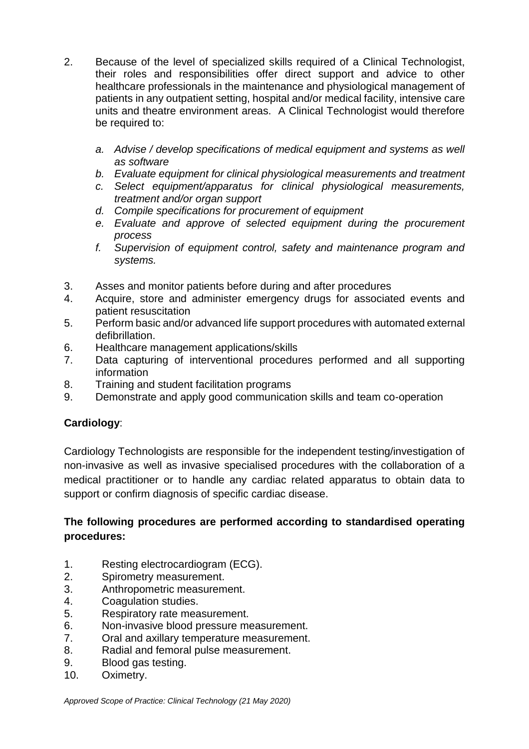2. Because of the level of specialized skills required of a Clinical Technologist, their roles and responsibilities offer direct support and advice to other healthcare professionals in the maintenance and physiological management of patients in any outpatient setting, hospital and/or medical facility, intensive care units and theatre environment areas. A Clinical Technologist would therefore be required to:

   *a. Advise / develop specifications of medical equipment and systems as well as software*
   *b. Evaluate equipment for clinical physiological measurements and treatment*
   *c. Select equipment/apparatus for clinical physiological measurements, treatment and/or organ support*
   *d. Compile specifications for procurement of equipment*
   *e. Evaluate and approve of selected equipment during the procurement process*
   *f. Supervision of equipment control, safety and maintenance program and systems.*

3. Asses and monitor patients before during and after procedures
4. Acquire, store and administer emergency drugs for associated events and patient resuscitation
5. Perform basic and/or advanced life support procedures with automated external defibrillation.
6. Healthcare management applications/skills
7. Data capturing of interventional procedures performed and all supporting information
8. Training and student facilitation programs
9. Demonstrate and apply good communication skills and team co-operation

**Cardiology**:

Cardiology Technologists are responsible for the independent testing/investigation of non-invasive as well as invasive specialised procedures with the collaboration of a medical practitioner or to handle any cardiac related apparatus to obtain data to support or confirm diagnosis of specific cardiac disease.

**The following procedures are performed according to standardised operating procedures:**

1. Resting electrocardiogram (ECG).
2. Spirometry measurement.
3. Anthropometric measurement.
4. Coagulation studies.
5. Respiratory rate measurement.
6. Non-invasive blood pressure measurement.
7. Oral and axillary temperature measurement.
8. Radial and femoral pulse measurement.
9. Blood gas testing.
10. Oximetry.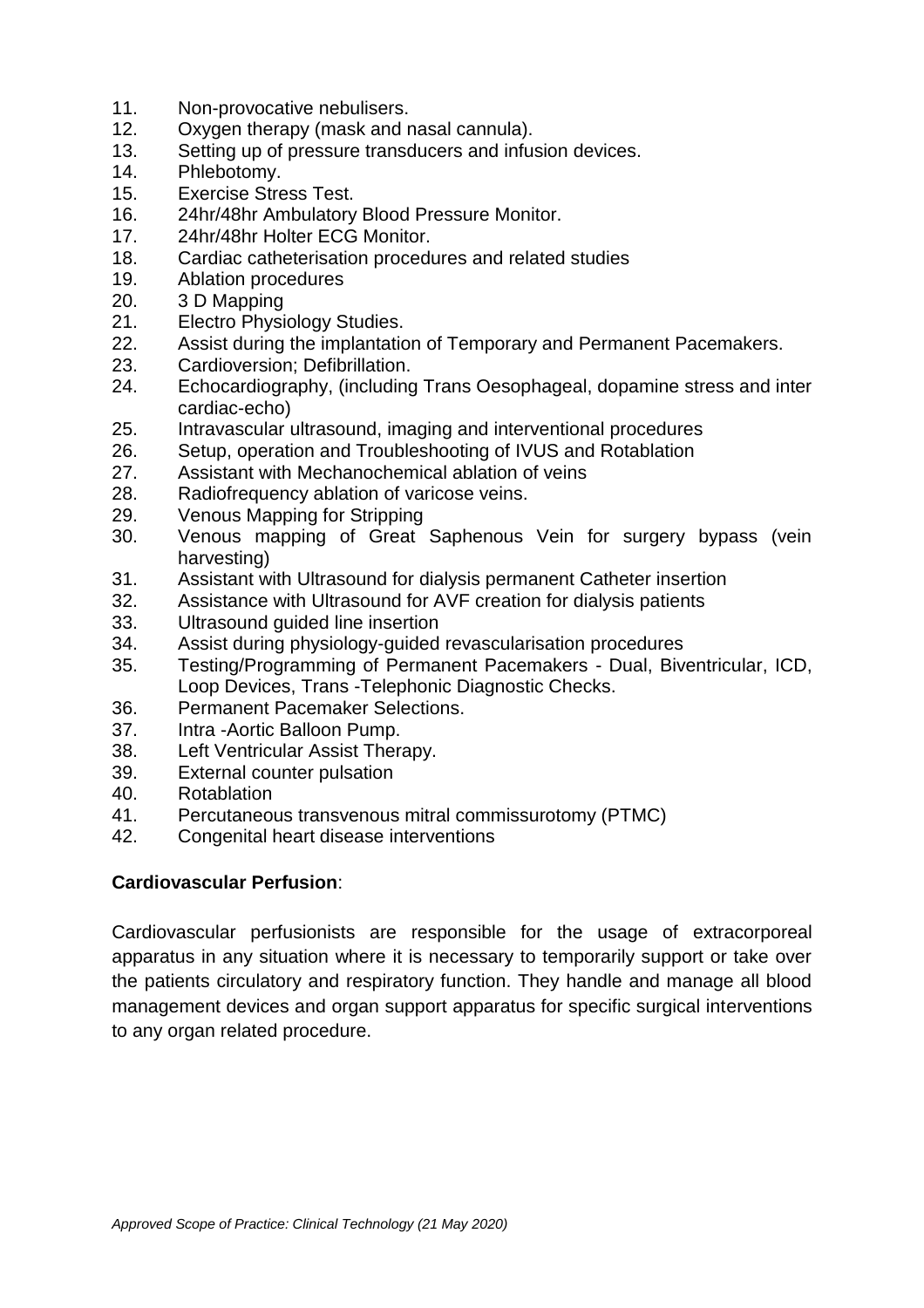11. Non-provocative nebulisers.
12. Oxygen therapy (mask and nasal cannula).
13. Setting up of pressure transducers and infusion devices.
14. Phlebotomy.
15. Exercise Stress Test.
16. 24hr/48hr Ambulatory Blood Pressure Monitor.
17. 24hr/48hr Holter ECG Monitor.
18. Cardiac catheterisation procedures and related studies
19. Ablation procedures
20. 3 D Mapping
21. Electro Physiology Studies.
22. Assist during the implantation of Temporary and Permanent Pacemakers.
23. Cardioversion; Defibrillation.
24. Echocardiography, (including Trans Oesophageal, dopamine stress and inter cardiac-echo)
25. Intravascular ultrasound, imaging and interventional procedures
26. Setup, operation and Troubleshooting of IVUS and Rotablation
27. Assistant with Mechanochemical ablation of veins
28. Radiofrequency ablation of varicose veins.
29. Venous Mapping for Stripping
30. Venous mapping of Great Saphenous Vein for surgery bypass (vein harvesting)
31. Assistant with Ultrasound for dialysis permanent Catheter insertion
32. Assistance with Ultrasound for AVF creation for dialysis patients
33. Ultrasound guided line insertion
34. Assist during physiology-guided revascularisation procedures
35. Testing/Programming of Permanent Pacemakers - Dual, Biventricular, ICD, Loop Devices, Trans -Telephonic Diagnostic Checks.
36. Permanent Pacemaker Selections.
37. Intra -Aortic Balloon Pump.
38. Left Ventricular Assist Therapy.
39. External counter pulsation
40. Rotablation
41. Percutaneous transvenous mitral commissurotomy (PTMC)
42. Congenital heart disease interventions

**Cardiovascular Perfusion**:

Cardiovascular perfusionists are responsible for the usage of extracorporeal apparatus in any situation where it is necessary to temporarily support or take over the patients circulatory and respiratory function. They handle and manage all blood management devices and organ support apparatus for specific surgical interventions to any organ related procedure.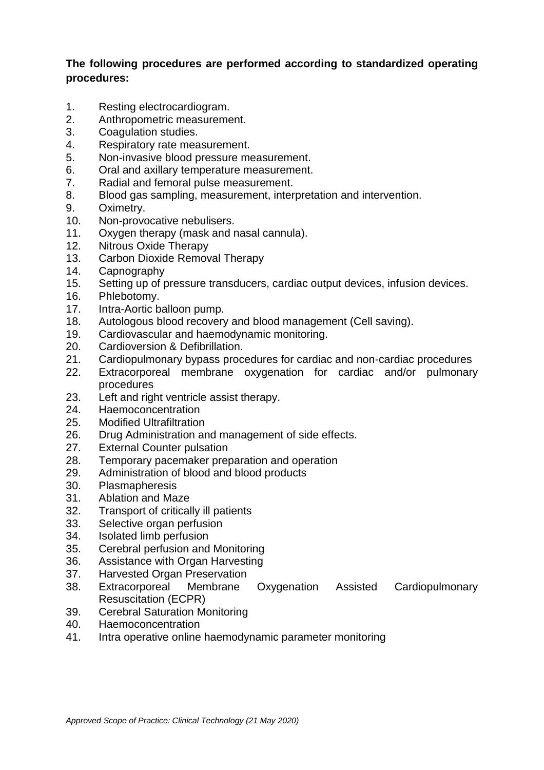**The following procedures are performed according to standardized operating procedures:**

1. Resting electrocardiogram.
2. Anthropometric measurement.
3. Coagulation studies.
4. Respiratory rate measurement.
5. Non-invasive blood pressure measurement.
6. Oral and axillary temperature measurement.
7. Radial and femoral pulse measurement.
8. Blood gas sampling, measurement, interpretation and intervention.
9. Oximetry.
10. Non-provocative nebulisers.
11. Oxygen therapy (mask and nasal cannula).
12. Nitrous Oxide Therapy
13. Carbon Dioxide Removal Therapy
14. Capnography
15. Setting up of pressure transducers, cardiac output devices, infusion devices.
16. Phlebotomy.
17. Intra-Aortic balloon pump.
18. Autologous blood recovery and blood management (Cell saving).
19. Cardiovascular and haemodynamic monitoring.
20. Cardioversion & Defibrillation.
21. Cardiopulmonary bypass procedures for cardiac and non-cardiac procedures
22. Extracorporeal membrane oxygenation for cardiac and/or pulmonary procedures
23. Left and right ventricle assist therapy.
24. Haemoconcentration
25. Modified Ultrafiltration
26. Drug Administration and management of side effects.
27. External Counter pulsation
28. Temporary pacemaker preparation and operation
29. Administration of blood and blood products
30. Plasmapheresis
31. Ablation and Maze
32. Transport of critically ill patients
33. Selective organ perfusion
34. Isolated limb perfusion
35. Cerebral perfusion and Monitoring
36. Assistance with Organ Harvesting
37. Harvested Organ Preservation
38. Extracorporeal Membrane Oxygenation Assisted Cardiopulmonary Resuscitation (ECPR)
39. Cerebral Saturation Monitoring
40. Haemoconcentration
41. Intra operative online haemodynamic parameter monitoring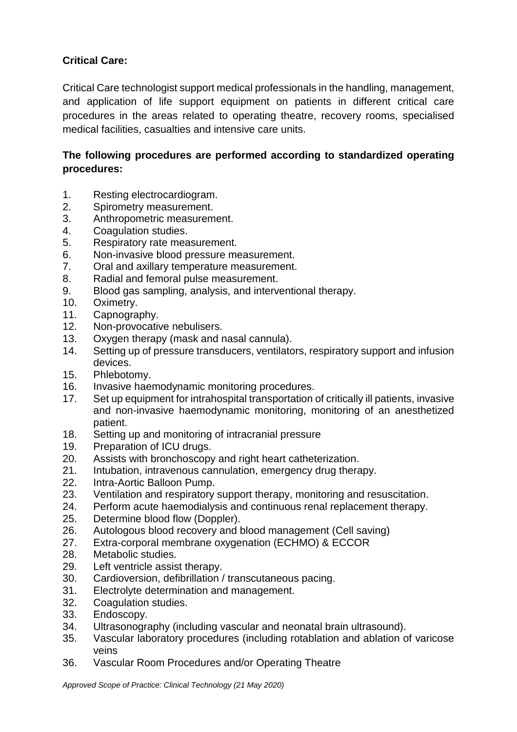**Critical Care:**

Critical Care technologist support medical professionals in the handling, management, and application of life support equipment on patients in different critical care procedures in the areas related to operating theatre, recovery rooms, specialised medical facilities, casualties and intensive care units.

**The following procedures are performed according to standardized operating procedures:**

1. Resting electrocardiogram.
2. Spirometry measurement.
3. Anthropometric measurement.
4. Coagulation studies.
5. Respiratory rate measurement.
6. Non-invasive blood pressure measurement.
7. Oral and axillary temperature measurement.
8. Radial and femoral pulse measurement.
9. Blood gas sampling, analysis, and interventional therapy.
10. Oximetry.
11. Capnography.
12. Non-provocative nebulisers.
13. Oxygen therapy (mask and nasal cannula).
14. Setting up of pressure transducers, ventilators, respiratory support and infusion devices.
15. Phlebotomy.
16. Invasive haemodynamic monitoring procedures.
17. Set up equipment for intrahospital transportation of critically ill patients, invasive and non-invasive haemodynamic monitoring, monitoring of an anesthetized patient.
18. Setting up and monitoring of intracranial pressure
19. Preparation of ICU drugs.
20. Assists with bronchoscopy and right heart catheterization.
21. Intubation, intravenous cannulation, emergency drug therapy.
22. Intra-Aortic Balloon Pump.
23. Ventilation and respiratory support therapy, monitoring and resuscitation.
24. Perform acute haemodialysis and continuous renal replacement therapy.
25. Determine blood flow (Doppler).
26. Autologous blood recovery and blood management (Cell saving)
27. Extra-corporal membrane oxygenation (ECHMO) & ECCOR
28. Metabolic studies.
29. Left ventricle assist therapy.
30. Cardioversion, defibrillation / transcutaneous pacing.
31. Electrolyte determination and management.
32. Coagulation studies.
33. Endoscopy.
34. Ultrasonography (including vascular and neonatal brain ultrasound).
35. Vascular laboratory procedures (including rotablation and ablation of varicose veins
36. Vascular Room Procedures and/or Operating Theatre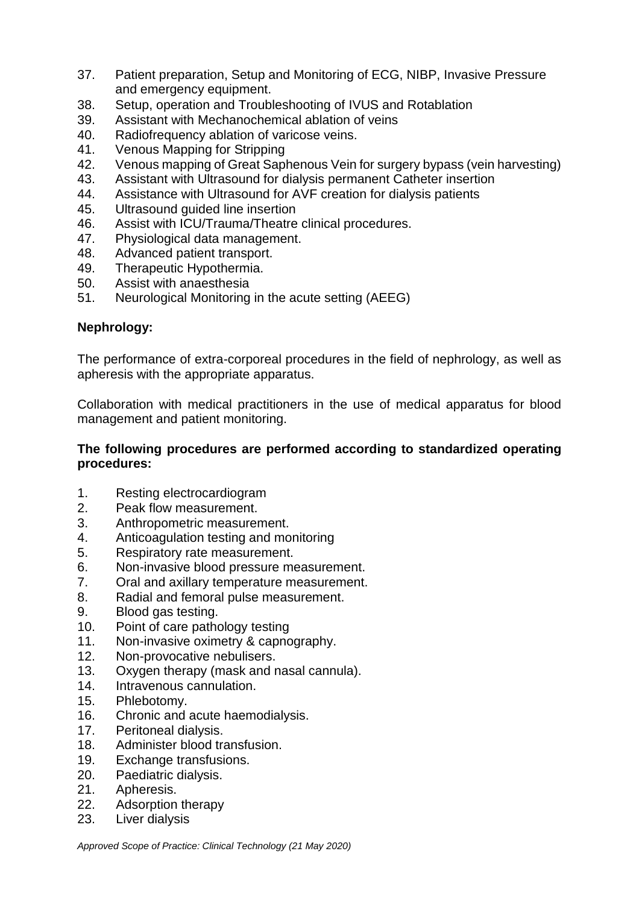37. Patient preparation, Setup and Monitoring of ECG, NIBP, Invasive Pressure and emergency equipment.
38. Setup, operation and Troubleshooting of IVUS and Rotablation
39. Assistant with Mechanochemical ablation of veins
40. Radiofrequency ablation of varicose veins.
41. Venous Mapping for Stripping
42. Venous mapping of Great Saphenous Vein for surgery bypass (vein harvesting)
43. Assistant with Ultrasound for dialysis permanent Catheter insertion
44. Assistance with Ultrasound for AVF creation for dialysis patients
45. Ultrasound guided line insertion
46. Assist with ICU/Trauma/Theatre clinical procedures.
47. Physiological data management.
48. Advanced patient transport.
49. Therapeutic Hypothermia.
50. Assist with anaesthesia
51. Neurological Monitoring in the acute setting (AEEG)

**Nephrology:**

The performance of extra-corporeal procedures in the field of nephrology, as well as apheresis with the appropriate apparatus.

Collaboration with medical practitioners in the use of medical apparatus for blood management and patient monitoring.

**The following procedures are performed according to standardized operating procedures:**

1. Resting electrocardiogram
2. Peak flow measurement.
3. Anthropometric measurement.
4. Anticoagulation testing and monitoring
5. Respiratory rate measurement.
6. Non-invasive blood pressure measurement.
7. Oral and axillary temperature measurement.
8. Radial and femoral pulse measurement.
9. Blood gas testing.
10. Point of care pathology testing
11. Non-invasive oximetry & capnography.
12. Non-provocative nebulisers.
13. Oxygen therapy (mask and nasal cannula).
14. Intravenous cannulation.
15. Phlebotomy.
16. Chronic and acute haemodialysis.
17. Peritoneal dialysis.
18. Administer blood transfusion.
19. Exchange transfusions.
20. Paediatric dialysis.
21. Apheresis.
22. Adsorption therapy
23. Liver dialysis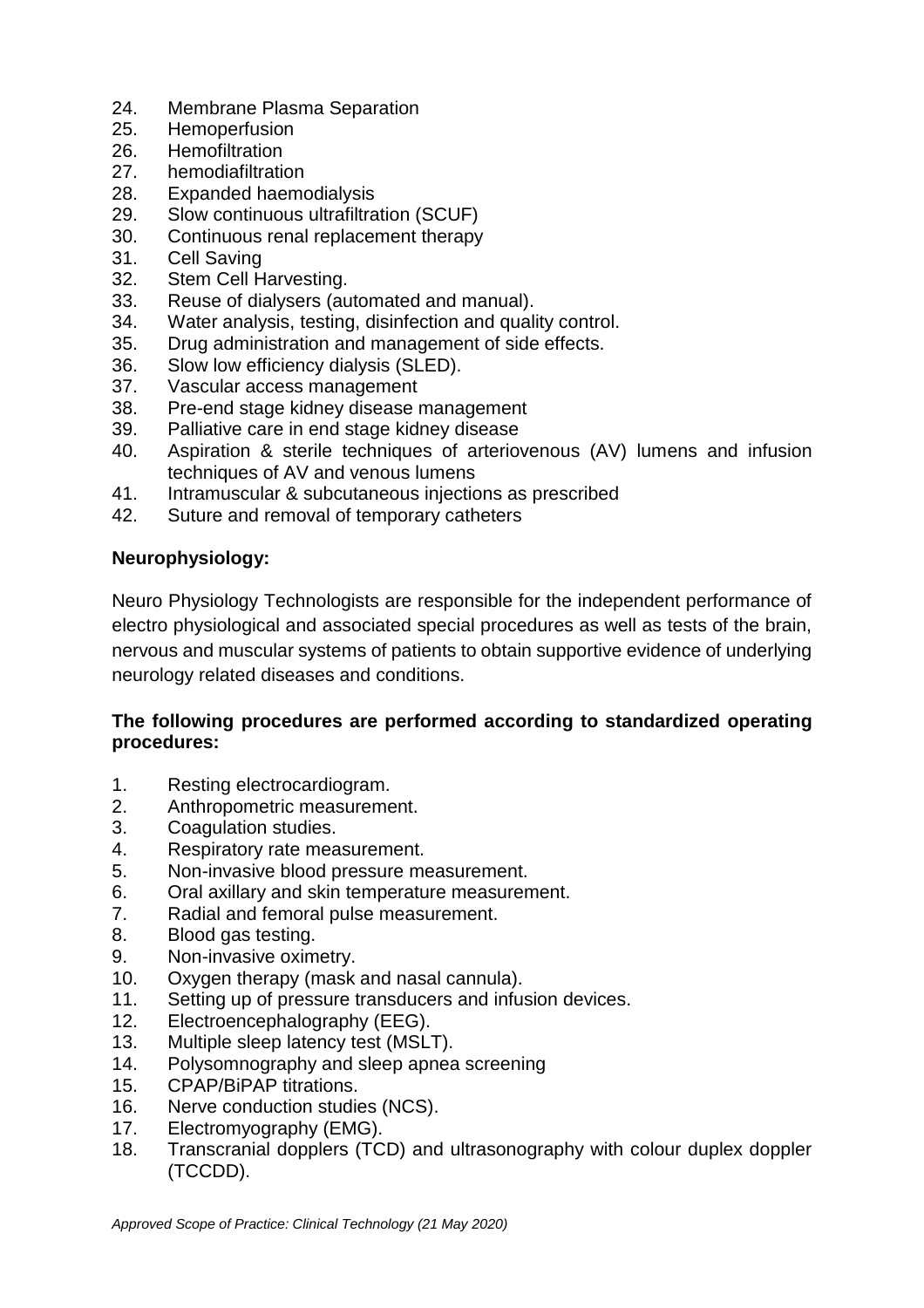24. Membrane Plasma Separation
25. Hemoperfusion
26. Hemofiltration
27. hemodiafiltration
28. Expanded haemodialysis
29. Slow continuous ultrafiltration (SCUF)
30. Continuous renal replacement therapy
31. Cell Saving
32. Stem Cell Harvesting.
33. Reuse of dialysers (automated and manual).
34. Water analysis, testing, disinfection and quality control.
35. Drug administration and management of side effects.
36. Slow low efficiency dialysis (SLED).
37. Vascular access management
38. Pre-end stage kidney disease management
39. Palliative care in end stage kidney disease
40. Aspiration & sterile techniques of arteriovenous (AV) lumens and infusion techniques of AV and venous lumens
41. Intramuscular & subcutaneous injections as prescribed
42. Suture and removal of temporary catheters

**Neurophysiology:**

Neuro Physiology Technologists are responsible for the independent performance of electro physiological and associated special procedures as well as tests of the brain, nervous and muscular systems of patients to obtain supportive evidence of underlying neurology related diseases and conditions.

**The following procedures are performed according to standardized operating procedures:**

1. Resting electrocardiogram.
2. Anthropometric measurement.
3. Coagulation studies.
4. Respiratory rate measurement.
5. Non-invasive blood pressure measurement.
6. Oral axillary and skin temperature measurement.
7. Radial and femoral pulse measurement.
8. Blood gas testing.
9. Non-invasive oximetry.
10. Oxygen therapy (mask and nasal cannula).
11. Setting up of pressure transducers and infusion devices.
12. Electroencephalography (EEG).
13. Multiple sleep latency test (MSLT).
14. Polysomnography and sleep apnea screening
15. CPAP/BiPAP titrations.
16. Nerve conduction studies (NCS).
17. Electromyography (EMG).
18. Transcranial dopplers (TCD) and ultrasonography with colour duplex doppler (TCCDD).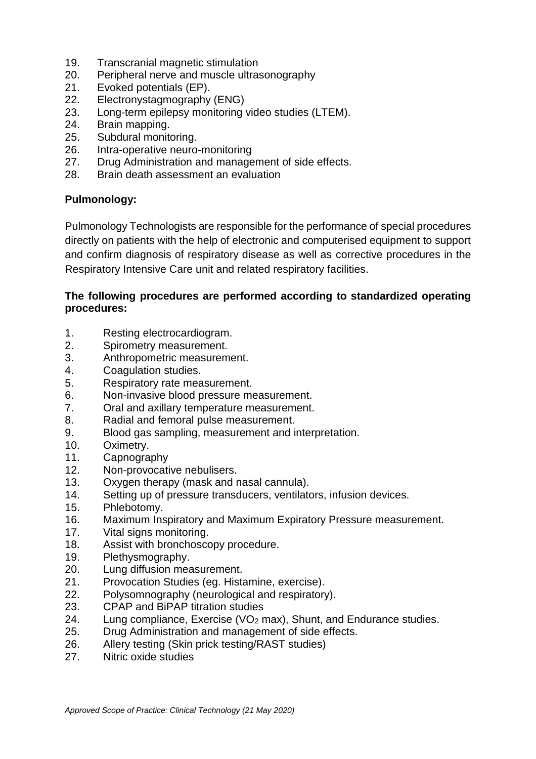19. Transcranial magnetic stimulation
20. Peripheral nerve and muscle ultrasonography
21. Evoked potentials (EP).
22. Electronystagmography (ENG)
23. Long-term epilepsy monitoring video studies (LTEM).
24. Brain mapping.
25. Subdural monitoring.
26. Intra-operative neuro-monitoring
27. Drug Administration and management of side effects.
28. Brain death assessment an evaluation

**Pulmonology:**

Pulmonology Technologists are responsible for the performance of special procedures directly on patients with the help of electronic and computerised equipment to support and confirm diagnosis of respiratory disease as well as corrective procedures in the Respiratory Intensive Care unit and related respiratory facilities.

**The following procedures are performed according to standardized operating procedures:**

1. Resting electrocardiogram.
2. Spirometry measurement.
3. Anthropometric measurement.
4. Coagulation studies.
5. Respiratory rate measurement.
6. Non-invasive blood pressure measurement.
7. Oral and axillary temperature measurement.
8. Radial and femoral pulse measurement.
9. Blood gas sampling, measurement and interpretation.
10. Oximetry.
11. Capnography
12. Non-provocative nebulisers.
13. Oxygen therapy (mask and nasal cannula).
14. Setting up of pressure transducers, ventilators, infusion devices.
15. Phlebotomy.
16. Maximum Inspiratory and Maximum Expiratory Pressure measurement.
17. Vital signs monitoring.
18. Assist with bronchoscopy procedure.
19. Plethysmography.
20. Lung diffusion measurement.
21. Provocation Studies (eg. Histamine, exercise).
22. Polysomnography (neurological and respiratory).
23. CPAP and BiPAP titration studies
24. Lung compliance, Exercise ($VO_2$ max), Shunt, and Endurance studies.
25. Drug Administration and management of side effects.
26. Allery testing (Skin prick testing/RAST studies)
27. Nitric oxide studies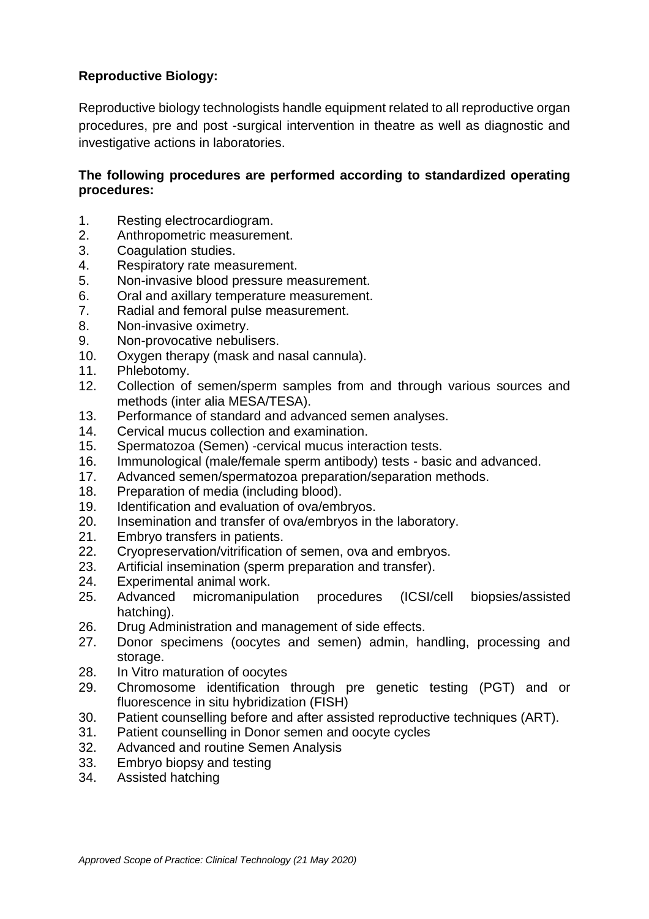**Reproductive Biology:**

Reproductive biology technologists handle equipment related to all reproductive organ procedures, pre and post -surgical intervention in theatre as well as diagnostic and investigative actions in laboratories.

**The following procedures are performed according to standardized operating procedures:**

1. Resting electrocardiogram.
2. Anthropometric measurement.
3. Coagulation studies.
4. Respiratory rate measurement.
5. Non-invasive blood pressure measurement.
6. Oral and axillary temperature measurement.
7. Radial and femoral pulse measurement.
8. Non-invasive oximetry.
9. Non-provocative nebulisers.
10. Oxygen therapy (mask and nasal cannula).
11. Phlebotomy.
12. Collection of semen/sperm samples from and through various sources and methods (inter alia MESA/TESA).
13. Performance of standard and advanced semen analyses.
14. Cervical mucus collection and examination.
15. Spermatozoa (Semen) -cervical mucus interaction tests.
16. Immunological (male/female sperm antibody) tests - basic and advanced.
17. Advanced semen/spermatozoa preparation/separation methods.
18. Preparation of media (including blood).
19. Identification and evaluation of ova/embryos.
20. Insemination and transfer of ova/embryos in the laboratory.
21. Embryo transfers in patients.
22. Cryopreservation/vitrification of semen, ova and embryos.
23. Artificial insemination (sperm preparation and transfer).
24. Experimental animal work.
25. Advanced micromanipulation procedures (ICSI/cell biopsies/assisted hatching).
26. Drug Administration and management of side effects.
27. Donor specimens (oocytes and semen) admin, handling, processing and storage.
28. In Vitro maturation of oocytes
29. Chromosome identification through pre genetic testing (PGT) and or fluorescence in situ hybridization (FISH)
30. Patient counselling before and after assisted reproductive techniques (ART).
31. Patient counselling in Donor semen and oocyte cycles
32. Advanced and routine Semen Analysis
33. Embryo biopsy and testing
34. Assisted hatching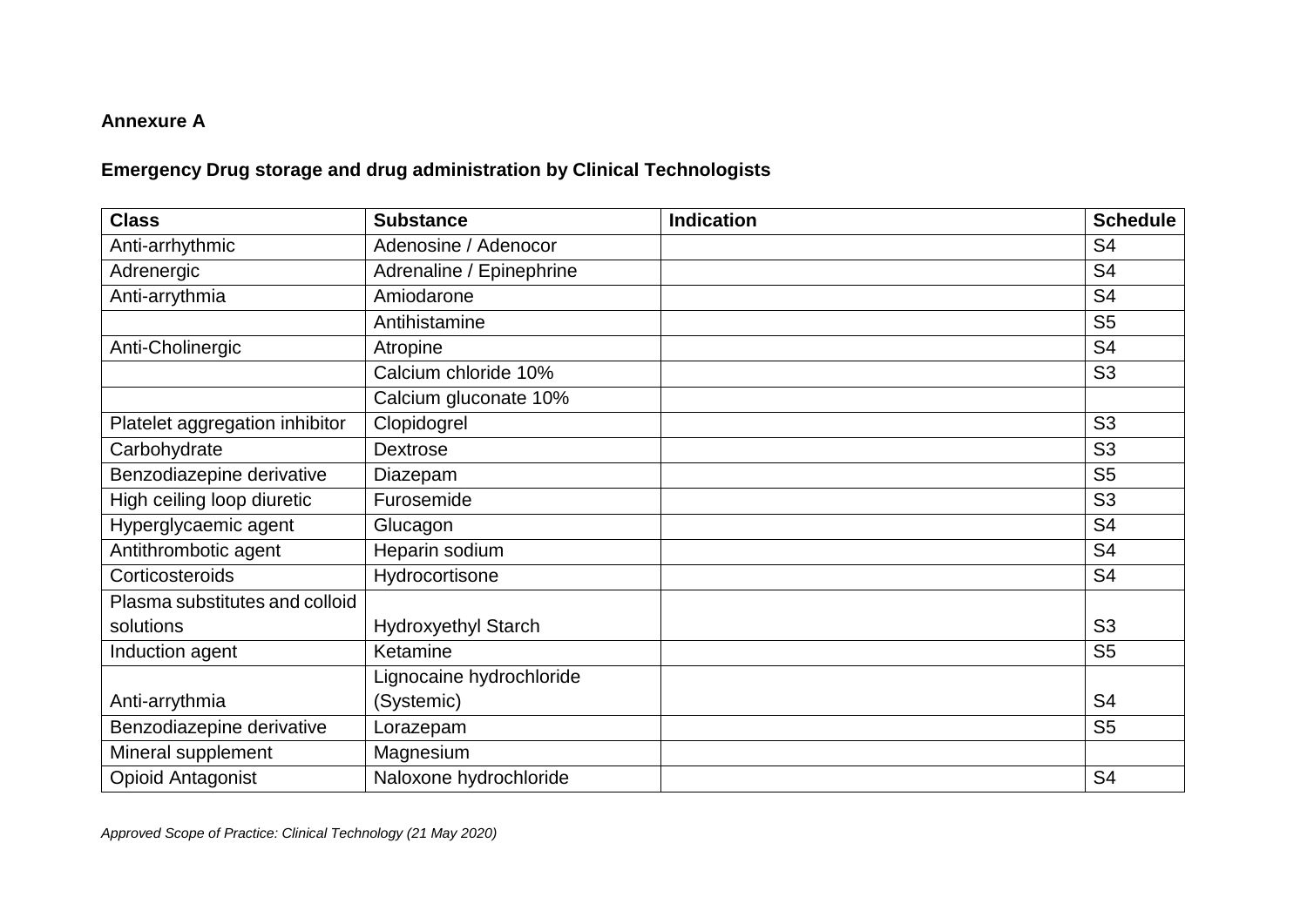**Annexure A**

**Emergency Drug storage and drug administration by Clinical Technologists**

| Class | Substance | Indication | Schedule |
|---|---|---|---|
| Anti-arrhythmic | Adenosine / Adenocor | | S4 |
| Adrenergic | Adrenaline / Epinephrine | | S4 |
| Anti-arrythmia | Amiodarone | | S4 |
| | Antihistamine | | S5 |
| Anti-Cholinergic | Atropine | | S4 |
| | Calcium chloride 10% | | S3 |
| | Calcium gluconate 10% | | |
| Platelet aggregation inhibitor | Clopidogrel | | S3 |
| Carbohydrate | Dextrose | | S3 |
| Benzodiazepine derivative | Diazepam | | S5 |
| High ceiling loop diuretic | Furosemide | | S3 |
| Hyperglycaemic agent | Glucagon | | S4 |
| Antithrombotic agent | Heparin sodium | | S4 |
| Corticosteroids | Hydrocortisone | | S4 |
| Plasma substitutes and colloid solutions | Hydroxyethyl Starch | | S3 |
| Induction agent | Ketamine | | S5 |
| Anti-arrythmia | Lignocaine hydrochloride (Systemic) | | S4 |
| Benzodiazepine derivative | Lorazepam | | S5 |
| Mineral supplement | Magnesium | | |
| Opioid Antagonist | Naloxone hydrochloride | | S4 |

*Approved Scope of Practice: Clinical Technology (21 May 2020)*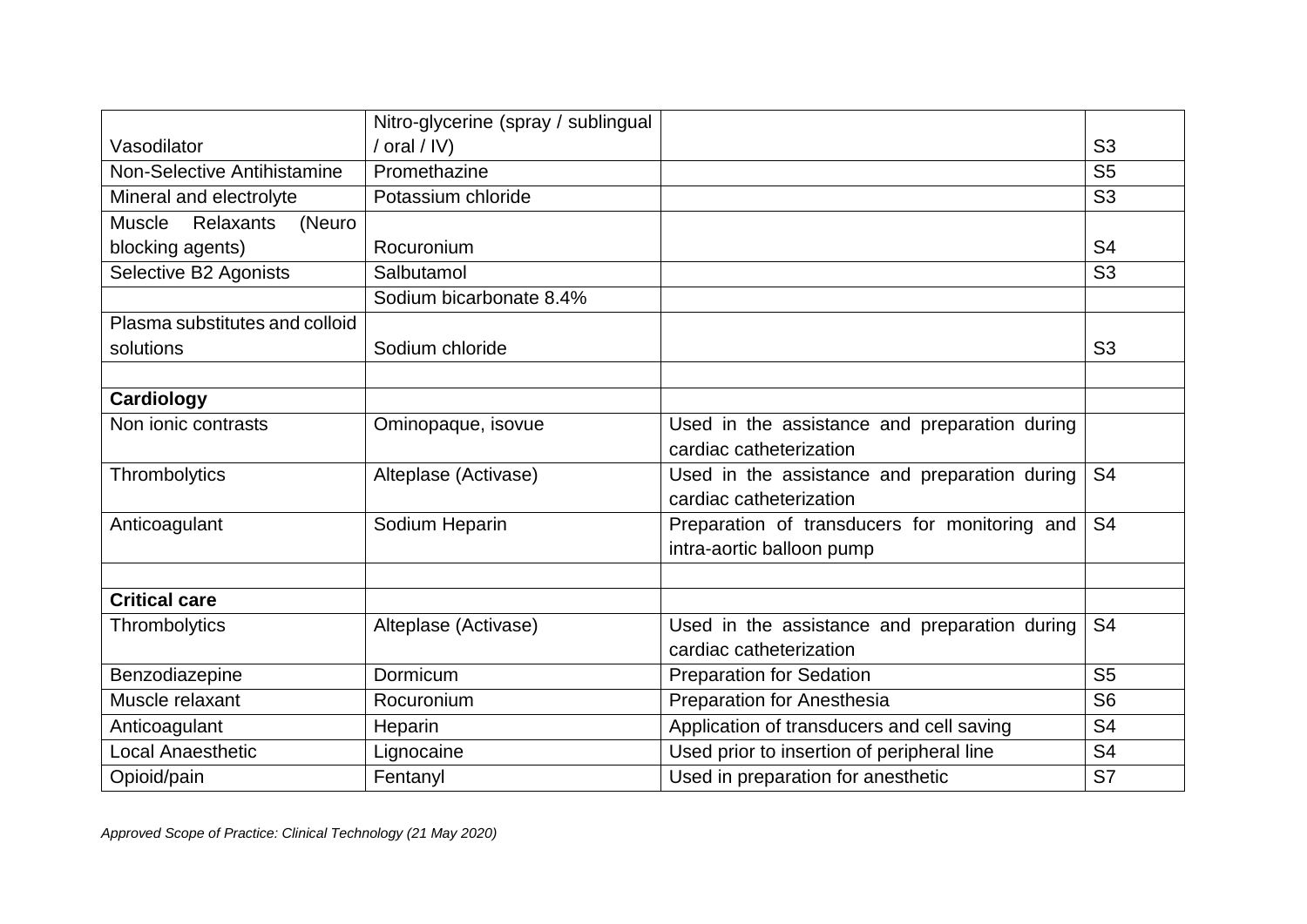| | | | |
|---|---|---|---|
| Vasodilator | Nitro-glycerine (spray / sublingual / oral / IV) | | S3 |
| Non-Selective Antihistamine | Promethazine | | S5 |
| Mineral and electrolyte | Potassium chloride | | S3 |
| Muscle Relaxants (Neuro blocking agents) | Rocuronium | | S4 |
| Selective B2 Agonists | Salbutamol | | S3 |
| | Sodium bicarbonate 8.4% | | |
| Plasma substitutes and colloid solutions | Sodium chloride | | S3 |
| | | | |
| **Cardiology** | | | |
| Non ionic contrasts | Ominopaque, isovue | Used in the assistance and preparation during cardiac catheterization | |
| Thrombolytics | Alteplase (Activase) | Used in the assistance and preparation during cardiac catheterization | S4 |
| Anticoagulant | Sodium Heparin | Preparation of transducers for monitoring and intra-aortic balloon pump | S4 |
| | | | |
| **Critical care** | | | |
| Thrombolytics | Alteplase (Activase) | Used in the assistance and preparation during cardiac catheterization | S4 |
| Benzodiazepine | Dormicum | Preparation for Sedation | S5 |
| Muscle relaxant | Rocuronium | Preparation for Anesthesia | S6 |
| Anticoagulant | Heparin | Application of transducers and cell saving | S4 |
| Local Anaesthetic | Lignocaine | Used prior to insertion of peripheral line | S4 |
| Opioid/pain | Fentanyl | Used in preparation for anesthetic | S7 |

*Approved Scope of Practice: Clinical Technology (21 May 2020)*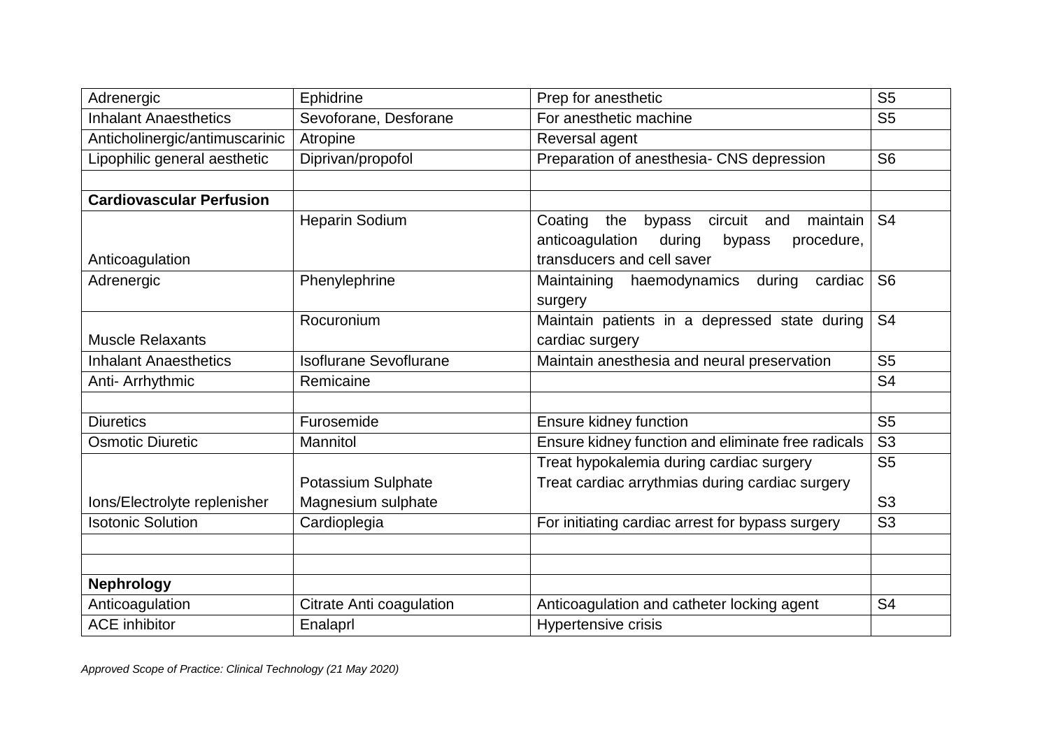| Adrenergic | Ephidrine | Prep for anesthetic | S5 |
|---|---|---|---|
| Inhalant Anaesthetics | Sevoforane, Desforane | For anesthetic machine | S5 |
| Anticholinergic/antimuscarinic | Atropine | Reversal agent | |
| Lipophilic general aesthetic | Diprivan/propofol | Preparation of anesthesia- CNS depression | S6 |
| | | | |
| **Cardiovascular Perfusion** | | | |
| Anticoagulation | Heparin Sodium | Coating the bypass circuit and maintain anticoagulation during bypass procedure, transducers and cell saver | S4 |
| Adrenergic | Phenylephrine | Maintaining haemodynamics during cardiac surgery | S6 |
| Muscle Relaxants | Rocuronium | Maintain patients in a depressed state during cardiac surgery | S4 |
| Inhalant Anaesthetics | Isoflurane Sevoflurane | Maintain anesthesia and neural preservation | S5 |
| Anti- Arrhythmic | Remicaine | | S4 |
| | | | |
| Diuretics | Furosemide | Ensure kidney function | S5 |
| Osmotic Diuretic | Mannitol | Ensure kidney function and eliminate free radicals | S3 |
| Ions/Electrolyte replenisher | Potassium Sulphate<br>Magnesium sulphate | Treat hypokalemia during cardiac surgery<br>Treat cardiac arrythmias during cardiac surgery | S5<br>S3 |
| Isotonic Solution | Cardioplegia | For initiating cardiac arrest for bypass surgery | S3 |
| | | | |
| | | | |
| **Nephrology** | | | |
| Anticoagulation | Citrate Anti coagulation | Anticoagulation and catheter locking agent | S4 |
| ACE inhibitor | Enalaprl | Hypertensive crisis | |

*Approved Scope of Practice: Clinical Technology (21 May 2020)*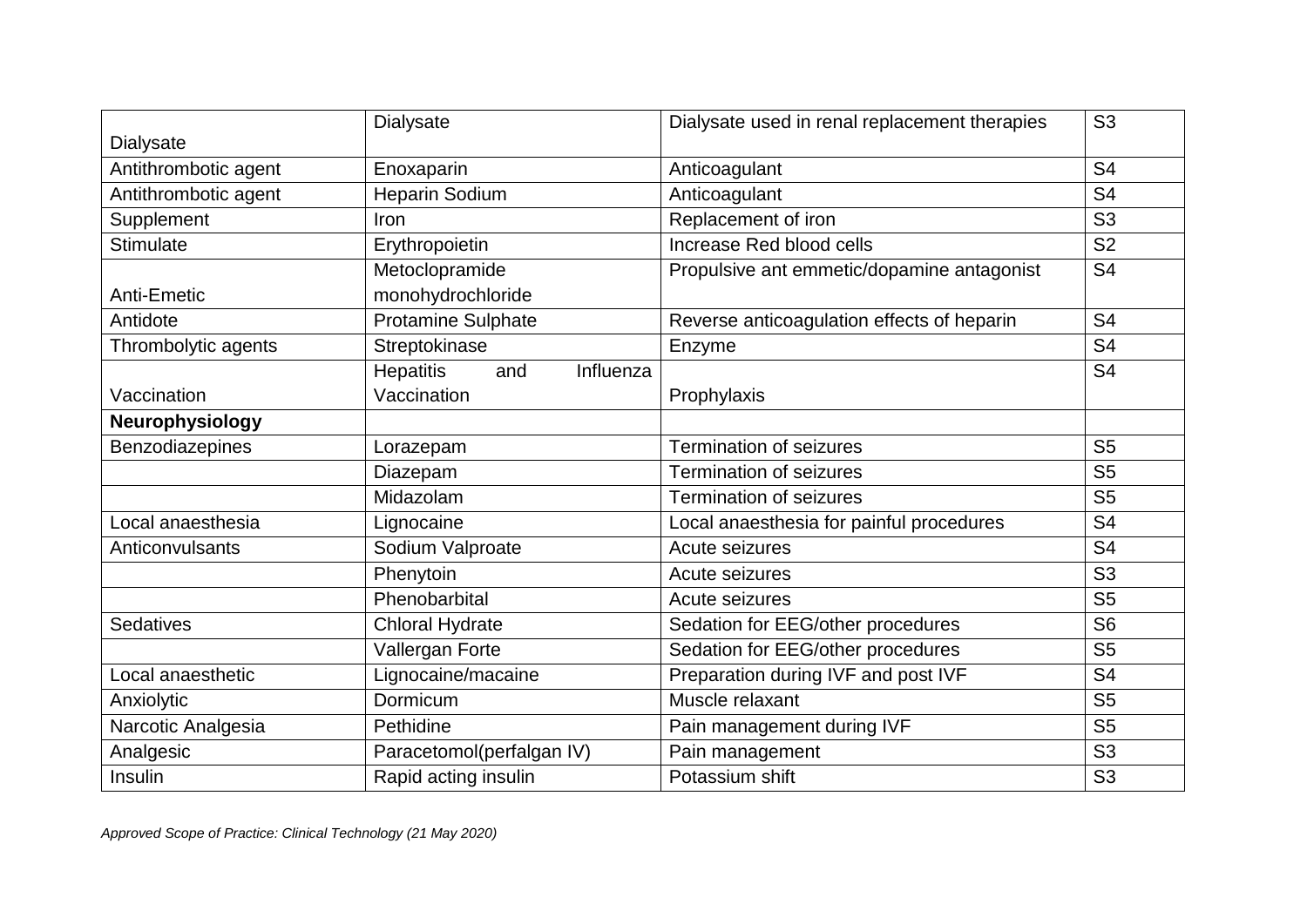| Dialysate | Dialysate | Dialysate used in renal replacement therapies | S3 |
|---|---|---|---|
| Antithrombotic agent | Enoxaparin | Anticoagulant | S4 |
| Antithrombotic agent | Heparin Sodium | Anticoagulant | S4 |
| Supplement | Iron | Replacement of iron | S3 |
| Stimulate | Erythropoietin | Increase Red blood cells | S2 |
| Anti-Emetic | Metoclopramide monohydrochloride | Propulsive ant emmetic/dopamine antagonist | S4 |
| Antidote | Protamine Sulphate | Reverse anticoagulation effects of heparin | S4 |
| Thrombolytic agents | Streptokinase | Enzyme | S4 |
| Vaccination | Hepatitis and Influenza Vaccination | Prophylaxis | S4 |
| **Neurophysiology** | | | |
| Benzodiazepines | Lorazepam | Termination of seizures | S5 |
| | Diazepam | Termination of seizures | S5 |
| | Midazolam | Termination of seizures | S5 |
| Local anaesthesia | Lignocaine | Local anaesthesia for painful procedures | S4 |
| Anticonvulsants | Sodium Valproate | Acute seizures | S4 |
| | Phenytoin | Acute seizures | S3 |
| | Phenobarbital | Acute seizures | S5 |
| Sedatives | Chloral Hydrate | Sedation for EEG/other procedures | S6 |
| | Vallergan Forte | Sedation for EEG/other procedures | S5 |
| Local anaesthetic | Lignocaine/macaine | Preparation during IVF and post IVF | S4 |
| Anxiolytic | Dormicum | Muscle relaxant | S5 |
| Narcotic Analgesia | Pethidine | Pain management during IVF | S5 |
| Analgesic | Paracetomol(perfalgan IV) | Pain management | S3 |
| Insulin | Rapid acting insulin | Potassium shift | S3 |

*Approved Scope of Practice: Clinical Technology (21 May 2020)*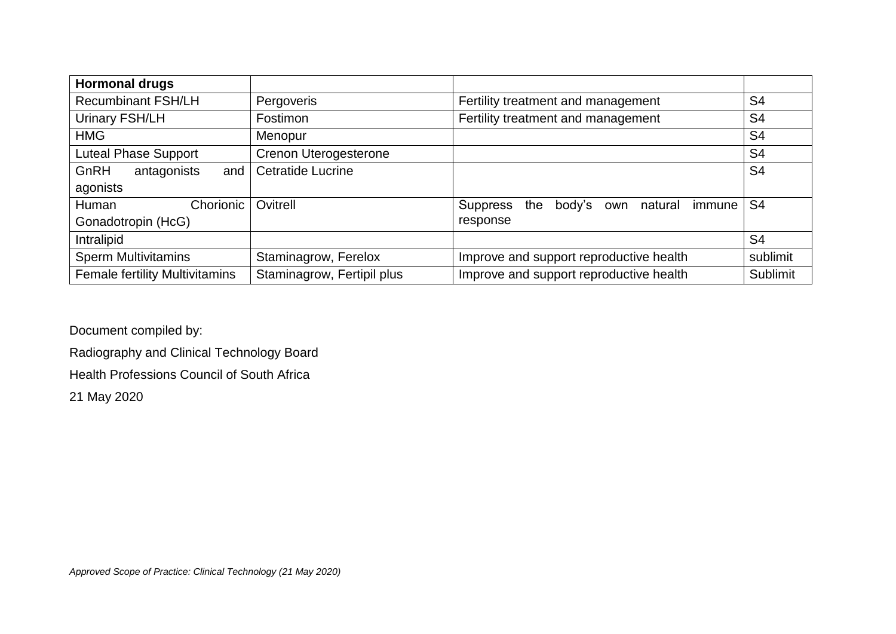| **Hormonal drugs** | | | |
| --- | --- | --- | --- |
| Recumbinant FSH/LH | Pergoveris | Fertility treatment and management | S4 |
| Urinary FSH/LH | Fostimon | Fertility treatment and management | S4 |
| HMG | Menopur | | S4 |
| Luteal Phase Support | Crenon Uterogesterone | | S4 |
| GnRH antagonists and agonists | Cetratide Lucrine | | S4 |
| Human Chorionic Gonadotropin (HcG) | Ovitrell | Suppress the body's own natural immune response | S4 |
| Intralipid | | | S4 |
| Sperm Multivitamins | Staminagrow, Ferelox | Improve and support reproductive health | sublimit |
| Female fertility Multivitamins | Staminagrow, Fertipil plus | Improve and support reproductive health | Sublimit |

Document compiled by:

Radiography and Clinical Technology Board

Health Professions Council of South Africa

21 May 2020